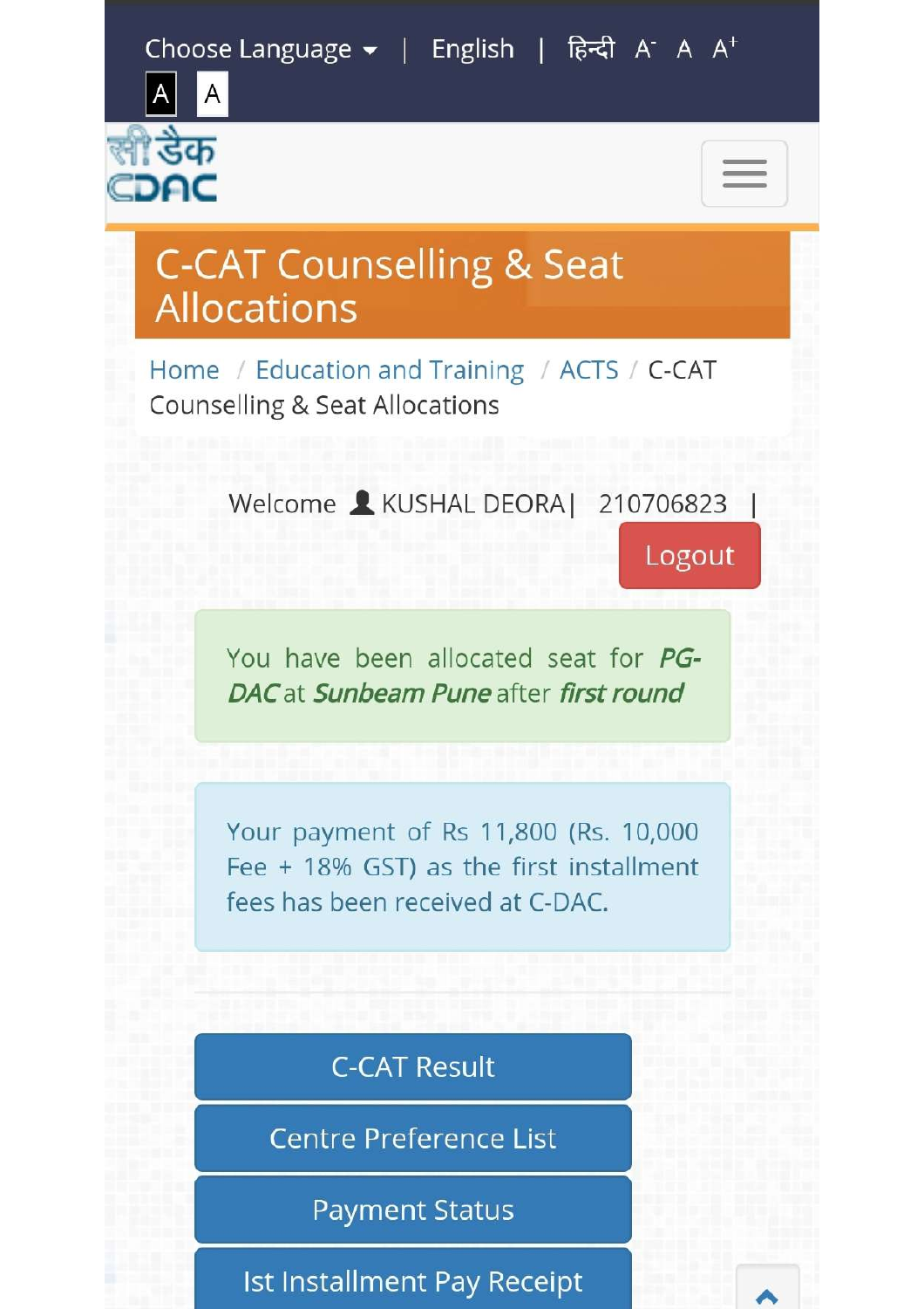Choose Language | English | हिन्दी A- A A+

A A

सी-डैक CDAC

# C-CAT Counselling & Seat Allocations

Home / Education and Training / ACTS / C-CAT Counselling & Seat Allocations

Welcome KUSHAL DEORA | 210706823 |

Logout

You have been allocated seat for ***PG-DAC*** at ***Sunbeam Pune*** after ***first round***

Your payment of Rs 11,800 (Rs. 10,000 Fee + 18% GST) as the first installment fees has been received at C-DAC.

C-CAT Result

Centre Preference List

Payment Status

Ist Installment Pay Receipt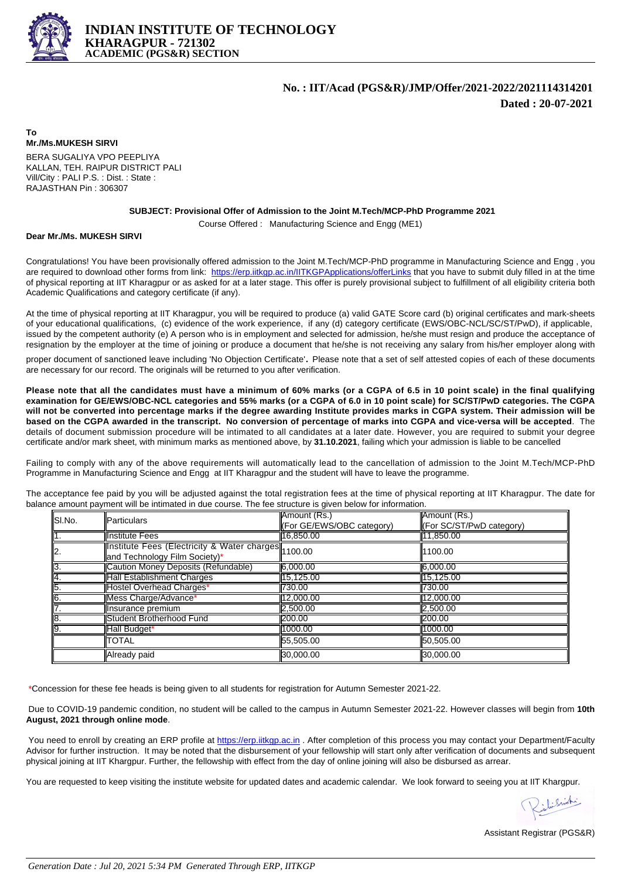# INDIAN INSTITUTE OF TECHNOLOGY
## KHARAGPUR - 721302
### ACADEMIC (PGS&R) SECTION

**No. : IIT/Acad (PGS&R)/JMP/Offer/2021-2022/2021114314201**

**Dated : 20-07-2021**

**To**
**Mr./Ms.MUKESH SIRVI**

BERA SUGALIYA VPO PEEPLIYA
KALLAN, TEH. RAIPUR DISTRICT PALI
Vill/City : PALI P.S. : Dist. : State :
RAJASTHAN Pin : 306307

**SUBJECT: Provisional Offer of Admission to the Joint M.Tech/MCP-PhD Programme 2021**

Course Offered : Manufacturing Science and Engg (ME1)

**Dear Mr./Ms. MUKESH SIRVI**

Congratulations! You have been provisionally offered admission to the Joint M.Tech/MCP-PhD programme in Manufacturing Science and Engg , you are required to download other forms from link: https://erp.iitkgp.ac.in/IITKGPApplications/offerLinks that you have to submit duly filled in at the time of physical reporting at IIT Kharagpur or as asked for at a later stage. This offer is purely provisional subject to fulfillment of all eligibility criteria both Academic Qualifications and category certificate (if any).

At the time of physical reporting at IIT Kharagpur, you will be required to produce (a) valid GATE Score card (b) original certificates and mark-sheets of your educational qualifications, (c) evidence of the work experience, if any (d) category certificate (EWS/OBC-NCL/SC/ST/PwD), if applicable, issued by the competent authority (e) A person who is in employment and selected for admission, he/she must resign and produce the acceptance of resignation by the employer at the time of joining or produce a document that he/she is not receiving any salary from his/her employer along with proper document of sanctioned leave including 'No Objection Certificate'**.** Please note that a set of self attested copies of each of these documents are necessary for our record. The originals will be returned to you after verification.

**Please note that all the candidates must have a minimum of 60% marks (or a CGPA of 6.5 in 10 point scale) in the final qualifying examination for GE/EWS/OBC-NCL categories and 55% marks (or a CGPA of 6.0 in 10 point scale) for SC/ST/PwD categories. The CGPA will not be converted into percentage marks if the degree awarding Institute provides marks in CGPA system. Their admission will be based on the CGPA awarded in the transcript. No conversion of percentage of marks into CGPA and vice-versa will be accepted**. The details of document submission procedure will be intimated to all candidates at a later date. However, you are required to submit your degree certificate and/or mark sheet, with minimum marks as mentioned above, by **31.10.2021**, failing which your admission is liable to be cancelled

Failing to comply with any of the above requirements will automatically lead to the cancellation of admission to the Joint M.Tech/MCP-PhD Programme in Manufacturing Science and Engg at IIT Kharagpur and the student will have to leave the programme.

The acceptance fee paid by you will be adjusted against the total registration fees at the time of physical reporting at IIT Kharagpur. The date for balance amount payment will be intimated in due course. The fee structure is given below for information.

| Sl.No. | Particulars | Amount (Rs.) (For GE/EWS/OBC category) | Amount (Rs.) (For SC/ST/PwD category) |
|---|---|---|---|
| 1. | Institute Fees | 16,850.00 | 11,850.00 |
| 2. | Institute Fees (Electricity & Water charges and Technology Film Society)* | 1100.00 | 1100.00 |
| 3. | Caution Money Deposits (Refundable) | 6,000.00 | 6,000.00 |
| 4. | Hall Establishment Charges | 15,125.00 | 15,125.00 |
| 5. | Hostel Overhead Charges* | 730.00 | 730.00 |
| 6. | Mess Charge/Advance* | 12,000.00 | 12,000.00 |
| 7. | Insurance premium | 2,500.00 | 2,500.00 |
| 8. | Student Brotherhood Fund | 200.00 | 200.00 |
| 9. | Hall Budget* | 1000.00 | 1000.00 |
| | TOTAL | 55,505.00 | 50,505.00 |
| | Already paid | 30,000.00 | 30,000.00 |

*Concession for these fee heads is being given to all students for registration for Autumn Semester 2021-22.

Due to COVID-19 pandemic condition, no student will be called to the campus in Autumn Semester 2021-22. However classes will begin from **10th August, 2021 through online mode**.

You need to enroll by creating an ERP profile at https://erp.iitkgp.ac.in . After completion of this process you may contact your Department/Faculty Advisor for further instruction. It may be noted that the disbursement of your fellowship will start only after verification of documents and subsequent physical joining at IIT Khargpur. Further, the fellowship with effect from the day of online joining will also be disbursed as arrear.

You are requested to keep visiting the institute website for updated dates and academic calendar. We look forward to seeing you at IIT Khargpur.

Assistant Registrar (PGS&R)

*Generation Date : Jul 20, 2021 5:34 PM Generated Through ERP, IITKGP*